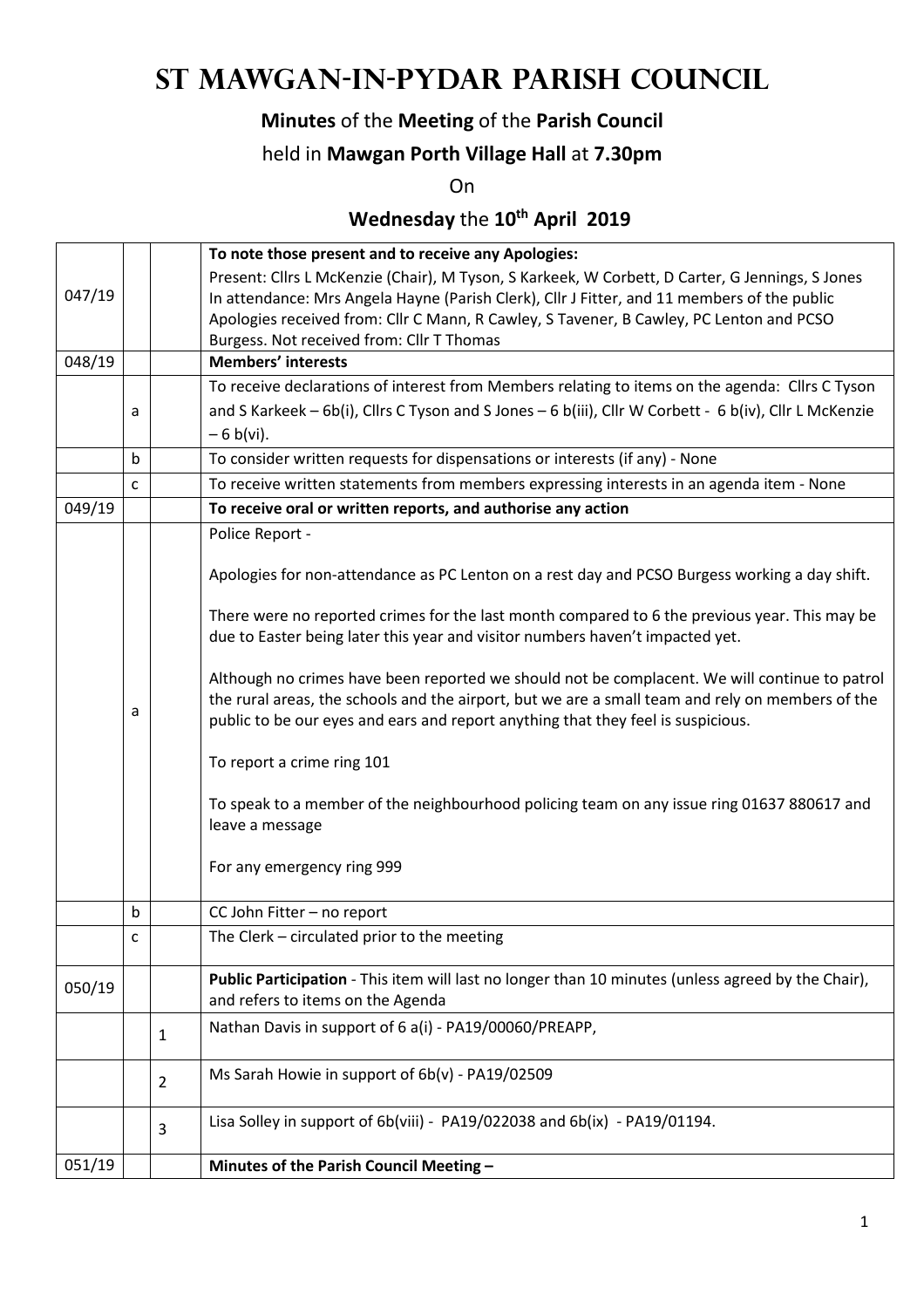# St Mawgan-in-Pydar Parish Council

**Minutes** of the **Meeting** of the **Parish Council**

held in **Mawgan Porth Village Hall** at **7.30pm**

On

**Wednesday** the **10th April 2019**

| | | | |
|---|---|---|---|
| 047/19 | | | **To note those present and to receive any Apologies:**<br>Present: Cllrs L McKenzie (Chair), M Tyson, S Karkeek, W Corbett, D Carter, G Jennings, S Jones<br>In attendance: Mrs Angela Hayne (Parish Clerk), Cllr J Fitter, and 11 members of the public<br>Apologies received from: Cllr C Mann, R Cawley, S Tavener, B Cawley, PC Lenton and PCSO Burgess. Not received from: Cllr T Thomas |
| 048/19 | | | **Members' interests** |
| | a | | To receive declarations of interest from Members relating to items on the agenda: Cllrs C Tyson and S Karkeek – 6b(i), Cllrs C Tyson and S Jones – 6 b(iii), Cllr W Corbett - 6 b(iv), Cllr L McKenzie – 6 b(vi). |
| | b | | To consider written requests for dispensations or interests (if any) - None |
| | c | | To receive written statements from members expressing interests in an agenda item - None |
| 049/19 | | | **To receive oral or written reports, and authorise any action** |
| | a | | Police Report -<br><br>Apologies for non-attendance as PC Lenton on a rest day and PCSO Burgess working a day shift.<br><br>There were no reported crimes for the last month compared to 6 the previous year. This may be due to Easter being later this year and visitor numbers haven't impacted yet.<br><br>Although no crimes have been reported we should not be complacent. We will continue to patrol the rural areas, the schools and the airport, but we are a small team and rely on members of the public to be our eyes and ears and report anything that they feel is suspicious.<br><br>To report a crime ring 101<br><br>To speak to a member of the neighbourhood policing team on any issue ring 01637 880617 and leave a message<br><br>For any emergency ring 999 |
| | b | | CC John Fitter – no report |
| | c | | The Clerk – circulated prior to the meeting |
| 050/19 | | | **Public Participation** - This item will last no longer than 10 minutes (unless agreed by the Chair), and refers to items on the Agenda |
| | | 1 | Nathan Davis in support of 6 a(i) - PA19/00060/PREAPP, |
| | | 2 | Ms Sarah Howie in support of 6b(v) - PA19/02509 |
| | | 3 | Lisa Solley in support of 6b(viii) - PA19/022038 and 6b(ix) - PA19/01194. |
| 051/19 | | | **Minutes of the Parish Council Meeting –** |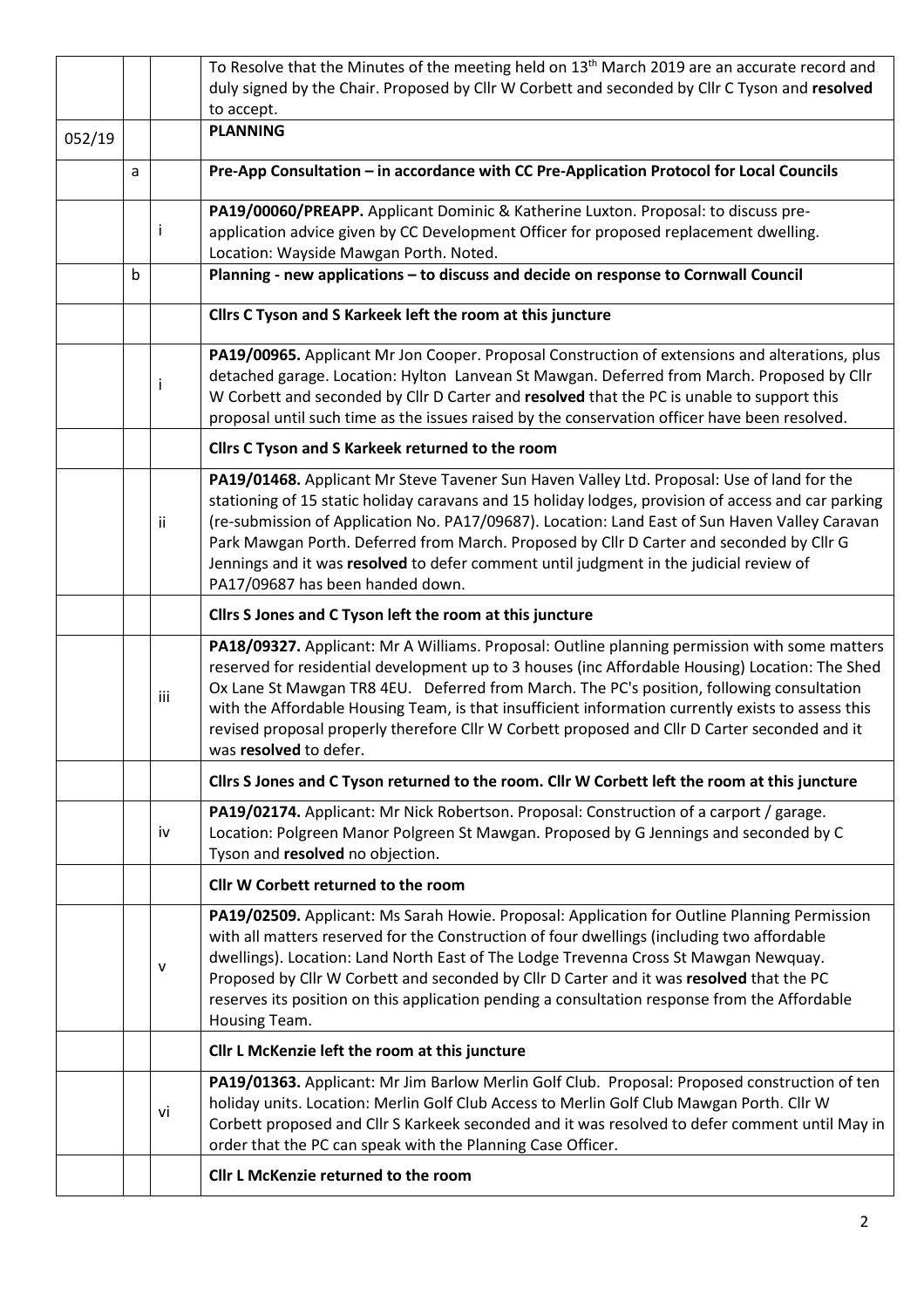| | | | |
|---|---|---|---|
| | | | To Resolve that the Minutes of the meeting held on 13th March 2019 are an accurate record and duly signed by the Chair. Proposed by Cllr W Corbett and seconded by Cllr C Tyson and **resolved** to accept. |
| 052/19 | | | **PLANNING** |
| | a | | **Pre-App Consultation – in accordance with CC Pre-Application Protocol for Local Councils** |
| | | i | **PA19/00060/PREAPP.** Applicant Dominic & Katherine Luxton. Proposal: to discuss pre-application advice given by CC Development Officer for proposed replacement dwelling. Location: Wayside Mawgan Porth. Noted. |
| | b | | **Planning - new applications – to discuss and decide on response to Cornwall Council** |
| | | | **Cllrs C Tyson and S Karkeek left the room at this juncture** |
| | | i | **PA19/00965.** Applicant Mr Jon Cooper. Proposal Construction of extensions and alterations, plus detached garage. Location: Hylton Lanvean St Mawgan. Deferred from March. Proposed by Cllr W Corbett and seconded by Cllr D Carter and **resolved** that the PC is unable to support this proposal until such time as the issues raised by the conservation officer have been resolved. |
| | | | **Cllrs C Tyson and S Karkeek returned to the room** |
| | | ii | **PA19/01468.** Applicant Mr Steve Tavener Sun Haven Valley Ltd. Proposal: Use of land for the stationing of 15 static holiday caravans and 15 holiday lodges, provision of access and car parking (re-submission of Application No. PA17/09687). Location: Land East of Sun Haven Valley Caravan Park Mawgan Porth. Deferred from March. Proposed by Cllr D Carter and seconded by Cllr G Jennings and it was **resolved** to defer comment until judgment in the judicial review of PA17/09687 has been handed down. |
| | | | **Cllrs S Jones and C Tyson left the room at this juncture** |
| | | iii | **PA18/09327.** Applicant: Mr A Williams. Proposal: Outline planning permission with some matters reserved for residential development up to 3 houses (inc Affordable Housing) Location: The Shed Ox Lane St Mawgan TR8 4EU. Deferred from March. The PC's position, following consultation with the Affordable Housing Team, is that insufficient information currently exists to assess this revised proposal properly therefore Cllr W Corbett proposed and Cllr D Carter seconded and it was **resolved** to defer. |
| | | | **Cllrs S Jones and C Tyson returned to the room. Cllr W Corbett left the room at this juncture** |
| | | iv | **PA19/02174.** Applicant: Mr Nick Robertson. Proposal: Construction of a carport / garage. Location: Polgreen Manor Polgreen St Mawgan. Proposed by G Jennings and seconded by C Tyson and **resolved** no objection. |
| | | | **Cllr W Corbett returned to the room** |
| | | v | **PA19/02509.** Applicant: Ms Sarah Howie. Proposal: Application for Outline Planning Permission with all matters reserved for the Construction of four dwellings (including two affordable dwellings). Location: Land North East of The Lodge Trevenna Cross St Mawgan Newquay. Proposed by Cllr W Corbett and seconded by Cllr D Carter and it was **resolved** that the PC reserves its position on this application pending a consultation response from the Affordable Housing Team. |
| | | | **Cllr L McKenzie left the room at this juncture** |
| | | vi | **PA19/01363.** Applicant: Mr Jim Barlow Merlin Golf Club. Proposal: Proposed construction of ten holiday units. Location: Merlin Golf Club Access to Merlin Golf Club Mawgan Porth. Cllr W Corbett proposed and Cllr S Karkeek seconded and it was resolved to defer comment until May in order that the PC can speak with the Planning Case Officer. |
| | | | **Cllr L McKenzie returned to the room** |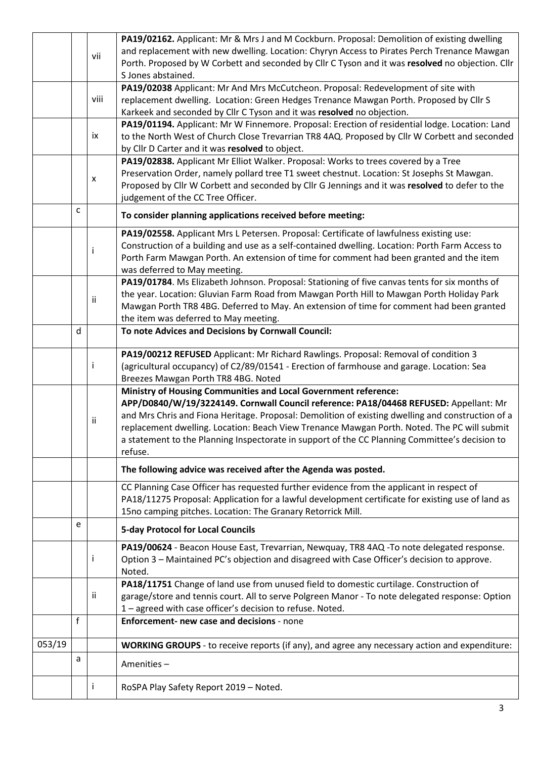| | | | |
|---|---|---|---|
| | | vii | **PA19/02162.** Applicant: Mr & Mrs J and M Cockburn. Proposal: Demolition of existing dwelling and replacement with new dwelling. Location: Chyryn Access to Pirates Perch Trenance Mawgan Porth. Proposed by W Corbett and seconded by Cllr C Tyson and it was **resolved** no objection. Cllr S Jones abstained. |
| | | viii | **PA19/02038** Applicant: Mr And Mrs McCutcheon. Proposal: Redevelopment of site with replacement dwelling. Location: Green Hedges Trenance Mawgan Porth. Proposed by Cllr S Karkeek and seconded by Cllr C Tyson and it was **resolved** no objection. |
| | | ix | **PA19/01194.** Applicant: Mr W Finnemore. Proposal: Erection of residential lodge. Location: Land to the North West of Church Close Trevarrian TR8 4AQ. Proposed by Cllr W Corbett and seconded by Cllr D Carter and it was **resolved** to object. |
| | | x | **PA19/02838.** Applicant Mr Elliot Walker. Proposal: Works to trees covered by a Tree Preservation Order, namely pollard tree T1 sweet chestnut. Location: St Josephs St Mawgan. Proposed by Cllr W Corbett and seconded by Cllr G Jennings and it was **resolved** to defer to the judgement of the CC Tree Officer. |
| | c | | **To consider planning applications received before meeting:** |
| | | i | **PA19/02558.** Applicant Mrs L Petersen. Proposal: Certificate of lawfulness existing use: Construction of a building and use as a self-contained dwelling. Location: Porth Farm Access to Porth Farm Mawgan Porth. An extension of time for comment had been granted and the item was deferred to May meeting. |
| | | ii | **PA19/01784**. Ms Elizabeth Johnson. Proposal: Stationing of five canvas tents for six months of the year. Location: Gluvian Farm Road from Mawgan Porth Hill to Mawgan Porth Holiday Park Mawgan Porth TR8 4BG. Deferred to May. An extension of time for comment had been granted the item was deferred to May meeting. |
| | d | | **To note Advices and Decisions by Cornwall Council:** |
| | | i | **PA19/00212 REFUSED** Applicant: Mr Richard Rawlings. Proposal: Removal of condition 3 (agricultural occupancy) of C2/89/01541 - Erection of farmhouse and garage. Location: Sea Breezes Mawgan Porth TR8 4BG. Noted |
| | | ii | **Ministry of Housing Communities and Local Government reference: APP/D0840/W/19/3224149. Cornwall Council reference: PA18/04468 REFUSED:** Appellant: Mr and Mrs Chris and Fiona Heritage. Proposal: Demolition of existing dwelling and construction of a replacement dwelling. Location: Beach View Trenance Mawgan Porth. Noted. The PC will submit a statement to the Planning Inspectorate in support of the CC Planning Committee's decision to refuse. |
| | | | **The following advice was received after the Agenda was posted.** |
| | | | CC Planning Case Officer has requested further evidence from the applicant in respect of PA18/11275 Proposal: Application for a lawful development certificate for existing use of land as 15no camping pitches. Location: The Granary Retorrick Mill. |
| | e | | **5-day Protocol for Local Councils** |
| | | i | **PA19/00624** - Beacon House East, Trevarrian, Newquay, TR8 4AQ -To note delegated response. Option 3 – Maintained PC's objection and disagreed with Case Officer's decision to approve. Noted. |
| | | ii | **PA18/11751** Change of land use from unused field to domestic curtilage. Construction of garage/store and tennis court. All to serve Polgreen Manor - To note delegated response: Option 1 – agreed with case officer's decision to refuse. Noted. |
| | f | | **Enforcement- new case and decisions** - none |
| 053/19 | | | **WORKING GROUPS** - to receive reports (if any), and agree any necessary action and expenditure: |
| | a | | Amenities – |
| | | i | RoSPA Play Safety Report 2019 – Noted. |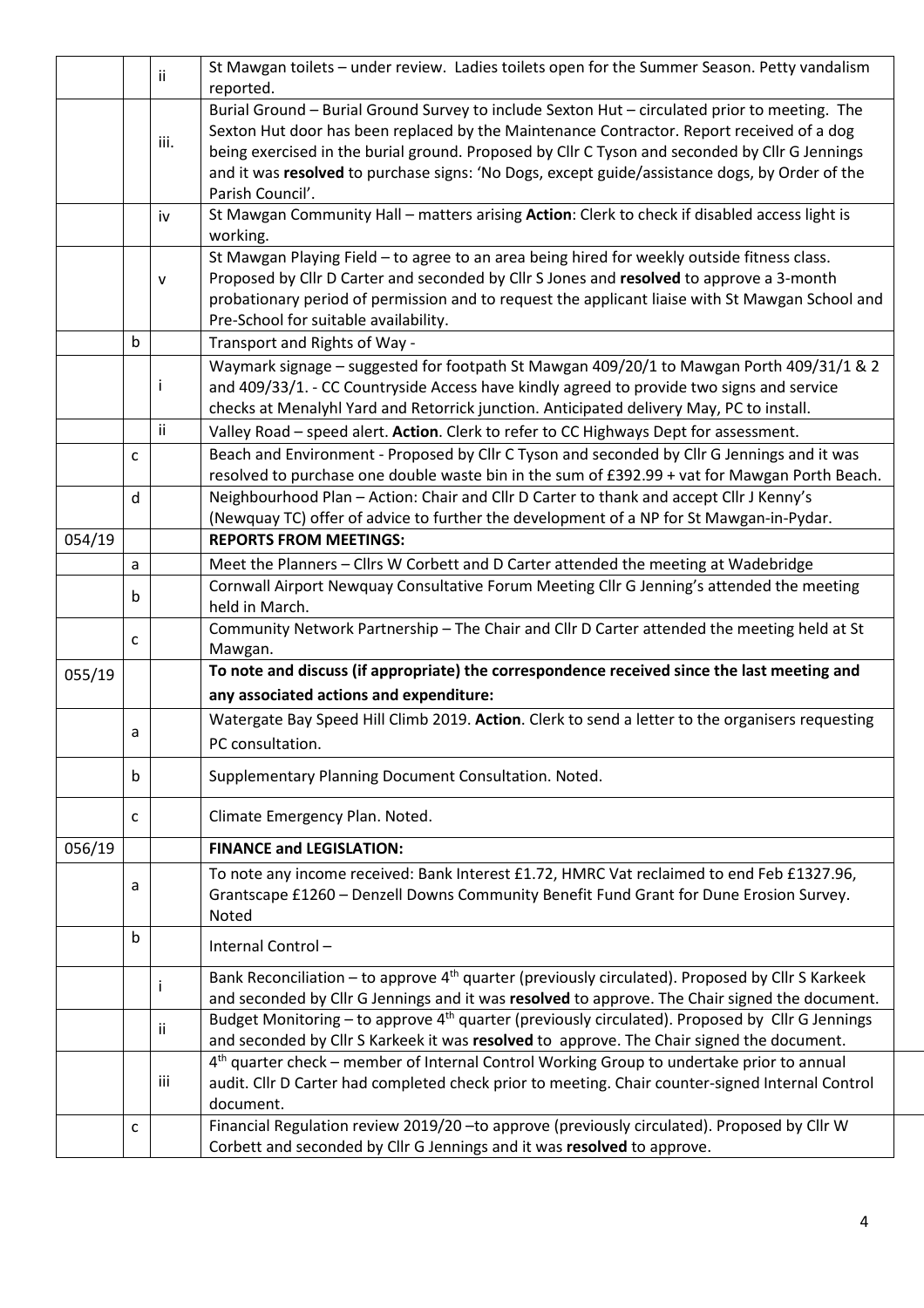| | | | |
|---|---|---|---|
| | | ii | St Mawgan toilets – under review. Ladies toilets open for the Summer Season. Petty vandalism reported. |
| | | iii. | Burial Ground – Burial Ground Survey to include Sexton Hut – circulated prior to meeting. The Sexton Hut door has been replaced by the Maintenance Contractor. Report received of a dog being exercised in the burial ground. Proposed by Cllr C Tyson and seconded by Cllr G Jennings and it was **resolved** to purchase signs: 'No Dogs, except guide/assistance dogs, by Order of the Parish Council'. |
| | | iv | St Mawgan Community Hall – matters arising **Action**: Clerk to check if disabled access light is working. |
| | | v | St Mawgan Playing Field – to agree to an area being hired for weekly outside fitness class. Proposed by Cllr D Carter and seconded by Cllr S Jones and **resolved** to approve a 3-month probationary period of permission and to request the applicant liaise with St Mawgan School and Pre-School for suitable availability. |
| | b | | Transport and Rights of Way - |
| | | i | Waymark signage – suggested for footpath St Mawgan 409/20/1 to Mawgan Porth 409/31/1 & 2 and 409/33/1. - CC Countryside Access have kindly agreed to provide two signs and service checks at Menalyhl Yard and Retorrick junction. Anticipated delivery May, PC to install. |
| | | ii | Valley Road – speed alert. **Action**. Clerk to refer to CC Highways Dept for assessment. |
| | c | | Beach and Environment - Proposed by Cllr C Tyson and seconded by Cllr G Jennings and it was resolved to purchase one double waste bin in the sum of £392.99 + vat for Mawgan Porth Beach. |
| | d | | Neighbourhood Plan – Action: Chair and Cllr D Carter to thank and accept Cllr J Kenny's (Newquay TC) offer of advice to further the development of a NP for St Mawgan-in-Pydar. |
| 054/19 | | | **REPORTS FROM MEETINGS:** |
| | a | | Meet the Planners – Cllrs W Corbett and D Carter attended the meeting at Wadebridge |
| | b | | Cornwall Airport Newquay Consultative Forum Meeting Cllr G Jenning's attended the meeting held in March. |
| | c | | Community Network Partnership – The Chair and Cllr D Carter attended the meeting held at St Mawgan. |
| 055/19 | | | **To note and discuss (if appropriate) the correspondence received since the last meeting and any associated actions and expenditure:** |
| | a | | Watergate Bay Speed Hill Climb 2019. **Action**. Clerk to send a letter to the organisers requesting PC consultation. |
| | b | | Supplementary Planning Document Consultation. Noted. |
| | c | | Climate Emergency Plan. Noted. |
| 056/19 | | | **FINANCE and LEGISLATION:** |
| | a | | To note any income received: Bank Interest £1.72, HMRC Vat reclaimed to end Feb £1327.96, Grantscape £1260 – Denzell Downs Community Benefit Fund Grant for Dune Erosion Survey. Noted |
| | b | | Internal Control – |
| | | i | Bank Reconciliation – to approve 4th quarter (previously circulated). Proposed by Cllr S Karkeek and seconded by Cllr G Jennings and it was **resolved** to approve. The Chair signed the document. |
| | | ii | Budget Monitoring – to approve 4th quarter (previously circulated). Proposed by Cllr G Jennings and seconded by Cllr S Karkeek it was **resolved** to approve. The Chair signed the document. |
| | | iii | 4th quarter check – member of Internal Control Working Group to undertake prior to annual audit. Cllr D Carter had completed check prior to meeting. Chair counter-signed Internal Control document. |
| | c | | Financial Regulation review 2019/20 –to approve (previously circulated). Proposed by Cllr W Corbett and seconded by Cllr G Jennings and it was **resolved** to approve. |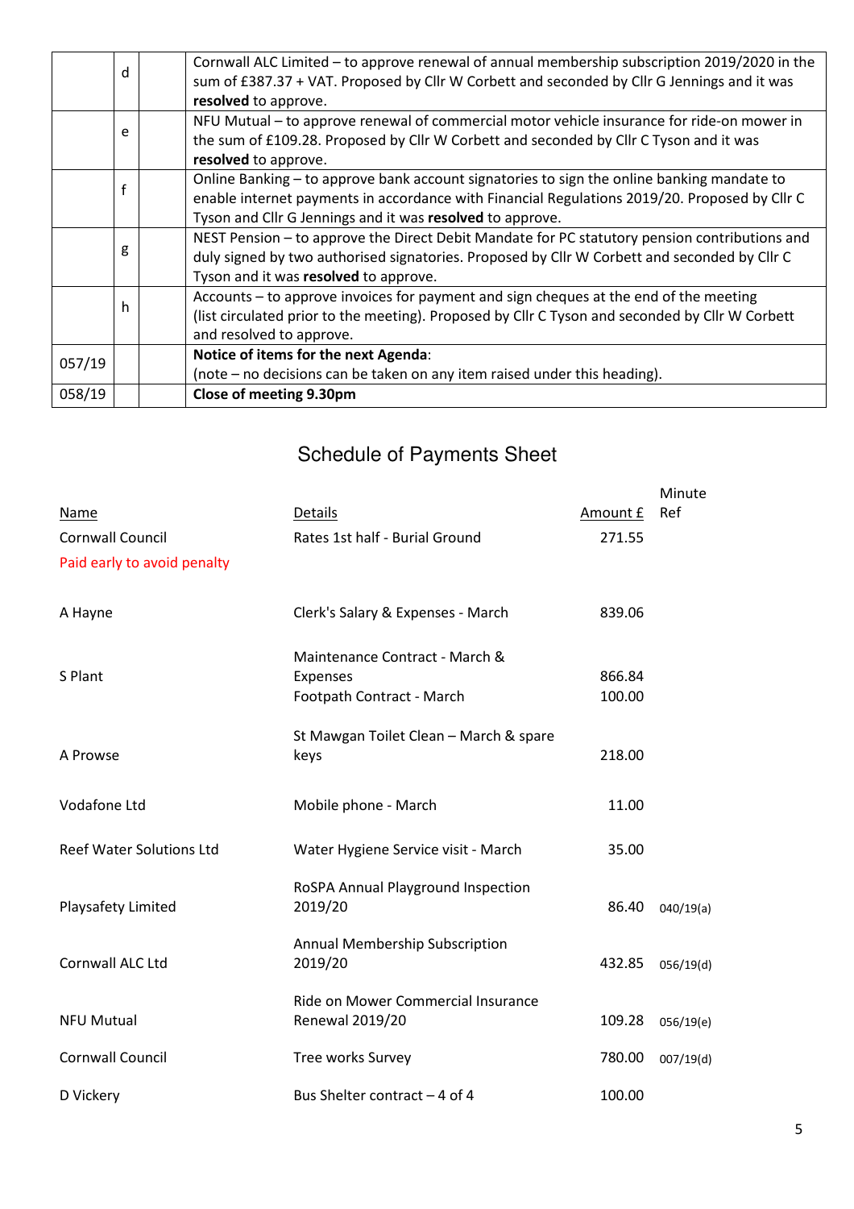| | | | |
|---|---|---|---|
| | d | | Cornwall ALC Limited – to approve renewal of annual membership subscription 2019/2020 in the sum of £387.37 + VAT. Proposed by Cllr W Corbett and seconded by Cllr G Jennings and it was **resolved** to approve. |
| | e | | NFU Mutual – to approve renewal of commercial motor vehicle insurance for ride-on mower in the sum of £109.28. Proposed by Cllr W Corbett and seconded by Cllr C Tyson and it was **resolved** to approve. |
| | f | | Online Banking – to approve bank account signatories to sign the online banking mandate to enable internet payments in accordance with Financial Regulations 2019/20. Proposed by Cllr C Tyson and Cllr G Jennings and it was **resolved** to approve. |
| | g | | NEST Pension – to approve the Direct Debit Mandate for PC statutory pension contributions and duly signed by two authorised signatories. Proposed by Cllr W Corbett and seconded by Cllr C Tyson and it was **resolved** to approve. |
| | h | | Accounts – to approve invoices for payment and sign cheques at the end of the meeting (list circulated prior to the meeting). Proposed by Cllr C Tyson and seconded by Cllr W Corbett and resolved to approve. |
| 057/19 | | | **Notice of items for the next Agenda**: (note – no decisions can be taken on any item raised under this heading). |
| 058/19 | | | **Close of meeting 9.30pm** |

# Schedule of Payments Sheet

| Name | Details | Amount £ | Minute Ref |
|---|---|---|---|
| Cornwall Council | Rates 1st half - Burial Ground | 271.55 | |
| Paid early to avoid penalty | | | |
| A Hayne | Clerk's Salary & Expenses - March | 839.06 | |
| S Plant | Maintenance Contract - March & Expenses | 866.84 | |
| | Footpath Contract - March | 100.00 | |
| A Prowse | St Mawgan Toilet Clean – March & spare keys | 218.00 | |
| Vodafone Ltd | Mobile phone - March | 11.00 | |
| Reef Water Solutions Ltd | Water Hygiene Service visit - March | 35.00 | |
| Playsafety Limited | RoSPA Annual Playground Inspection 2019/20 | 86.40 | 040/19(a) |
| Cornwall ALC Ltd | Annual Membership Subscription 2019/20 | 432.85 | 056/19(d) |
| NFU Mutual | Ride on Mower Commercial Insurance Renewal 2019/20 | 109.28 | 056/19(e) |
| Cornwall Council | Tree works Survey | 780.00 | 007/19(d) |
| D Vickery | Bus Shelter contract – 4 of 4 | 100.00 | |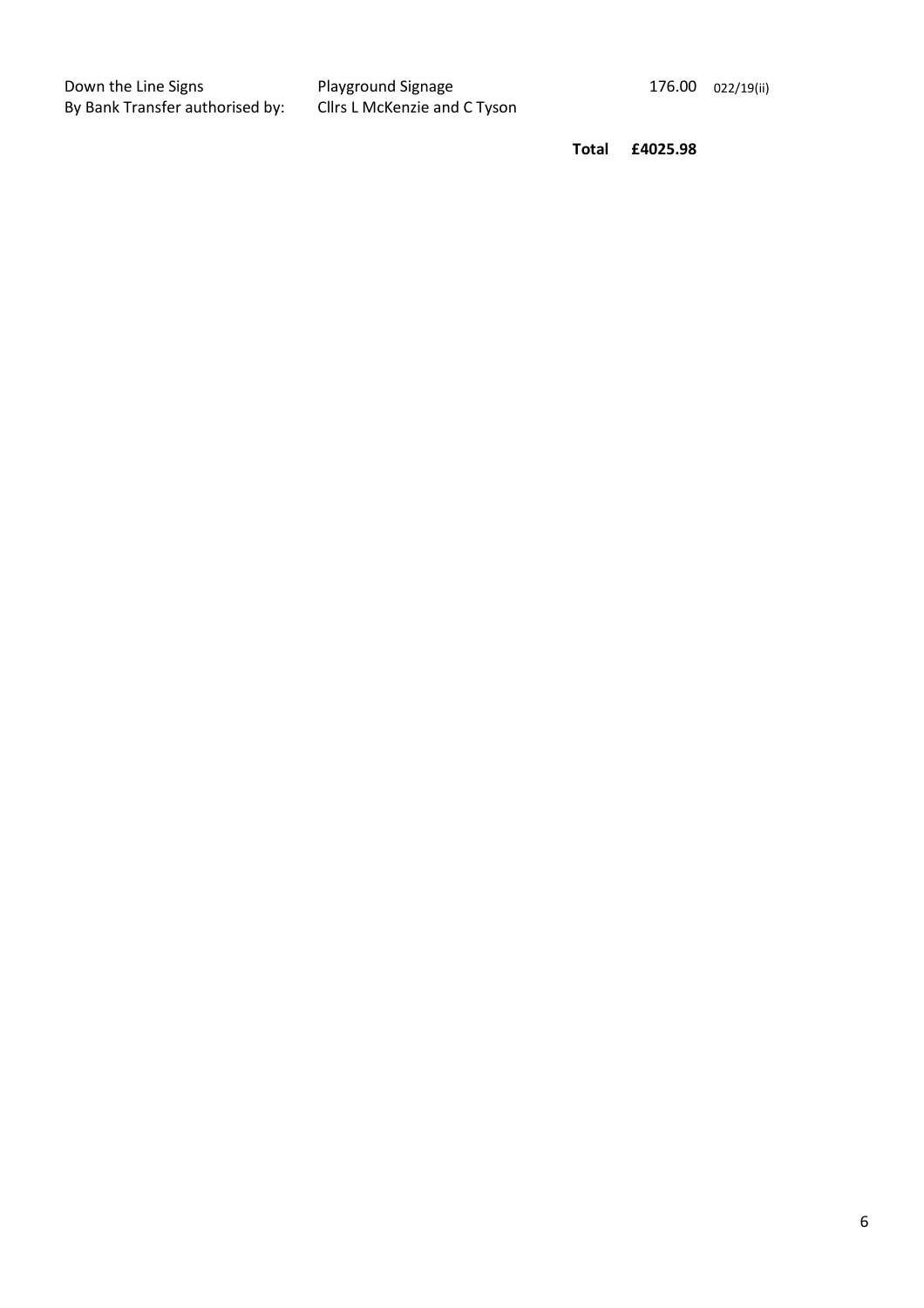| | | | |
|---|---|---|---|
| Down the Line Signs | Playground Signage | 176.00 | 022/19(ii) |
| By Bank Transfer authorised by: | Cllrs L McKenzie and C Tyson | | |
| | **Total** | **£4025.98** | |